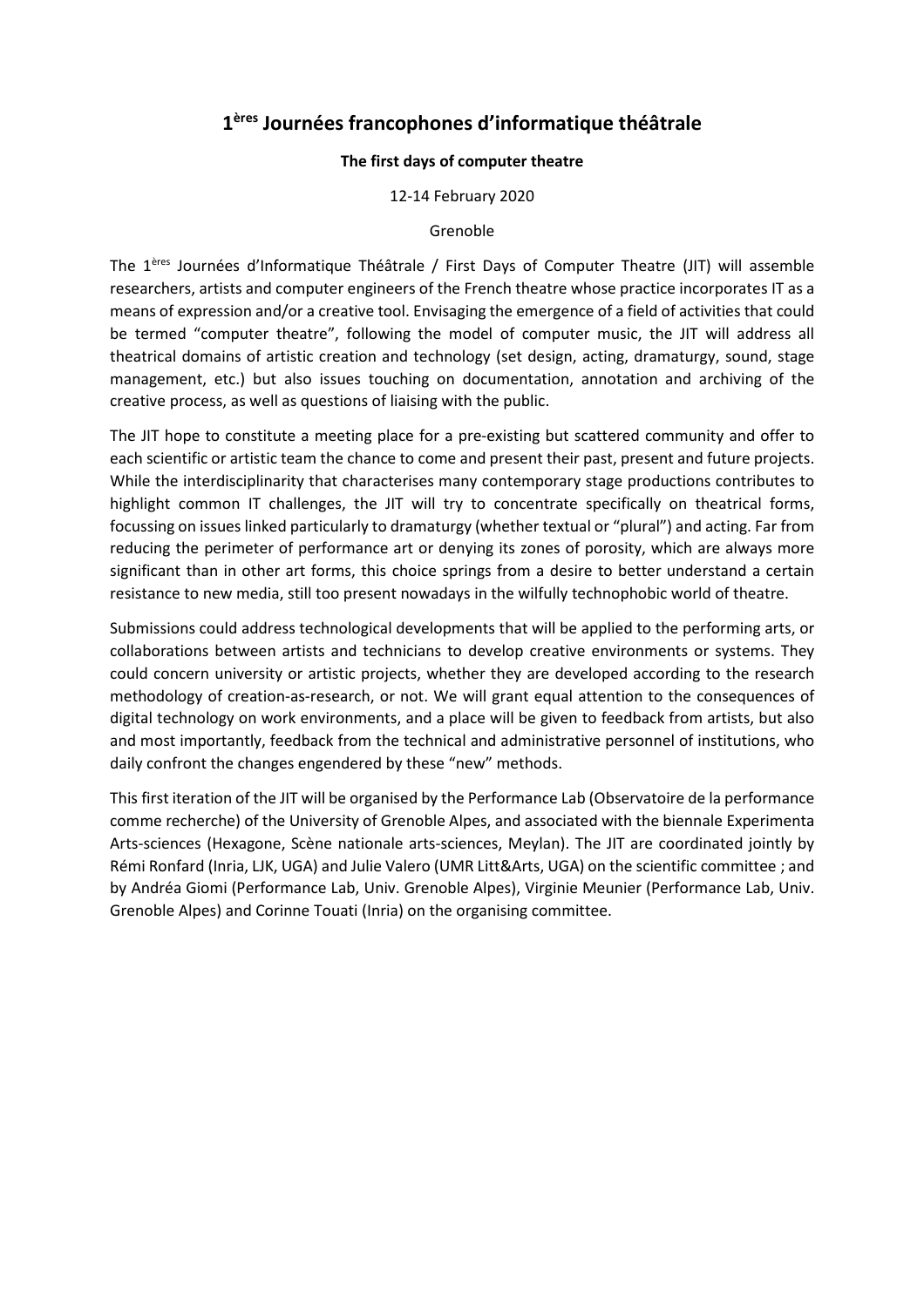# 1[ères] Journées francophones d'informatique théâtrale

**The first days of computer theatre**

12-14 February 2020

Grenoble

The 1[ères] Journées d'Informatique Théâtrale / First Days of Computer Theatre (JIT) will assemble researchers, artists and computer engineers of the French theatre whose practice incorporates IT as a means of expression and/or a creative tool. Envisaging the emergence of a field of activities that could be termed "computer theatre", following the model of computer music, the JIT will address all theatrical domains of artistic creation and technology (set design, acting, dramaturgy, sound, stage management, etc.) but also issues touching on documentation, annotation and archiving of the creative process, as well as questions of liaising with the public.

The JIT hope to constitute a meeting place for a pre-existing but scattered community and offer to each scientific or artistic team the chance to come and present their past, present and future projects. While the interdisciplinarity that characterises many contemporary stage productions contributes to highlight common IT challenges, the JIT will try to concentrate specifically on theatrical forms, focussing on issues linked particularly to dramaturgy (whether textual or "plural") and acting. Far from reducing the perimeter of performance art or denying its zones of porosity, which are always more significant than in other art forms, this choice springs from a desire to better understand a certain resistance to new media, still too present nowadays in the wilfully technophobic world of theatre.

Submissions could address technological developments that will be applied to the performing arts, or collaborations between artists and technicians to develop creative environments or systems. They could concern university or artistic projects, whether they are developed according to the research methodology of creation-as-research, or not. We will grant equal attention to the consequences of digital technology on work environments, and a place will be given to feedback from artists, but also and most importantly, feedback from the technical and administrative personnel of institutions, who daily confront the changes engendered by these "new" methods.

This first iteration of the JIT will be organised by the Performance Lab (Observatoire de la performance comme recherche) of the University of Grenoble Alpes, and associated with the biennale Experimenta Arts-sciences (Hexagone, Scène nationale arts-sciences, Meylan). The JIT are coordinated jointly by Rémi Ronfard (Inria, LJK, UGA) and Julie Valero (UMR Litt&Arts, UGA) on the scientific committee ; and by Andréa Giomi (Performance Lab, Univ. Grenoble Alpes), Virginie Meunier (Performance Lab, Univ. Grenoble Alpes) and Corinne Touati (Inria) on the organising committee.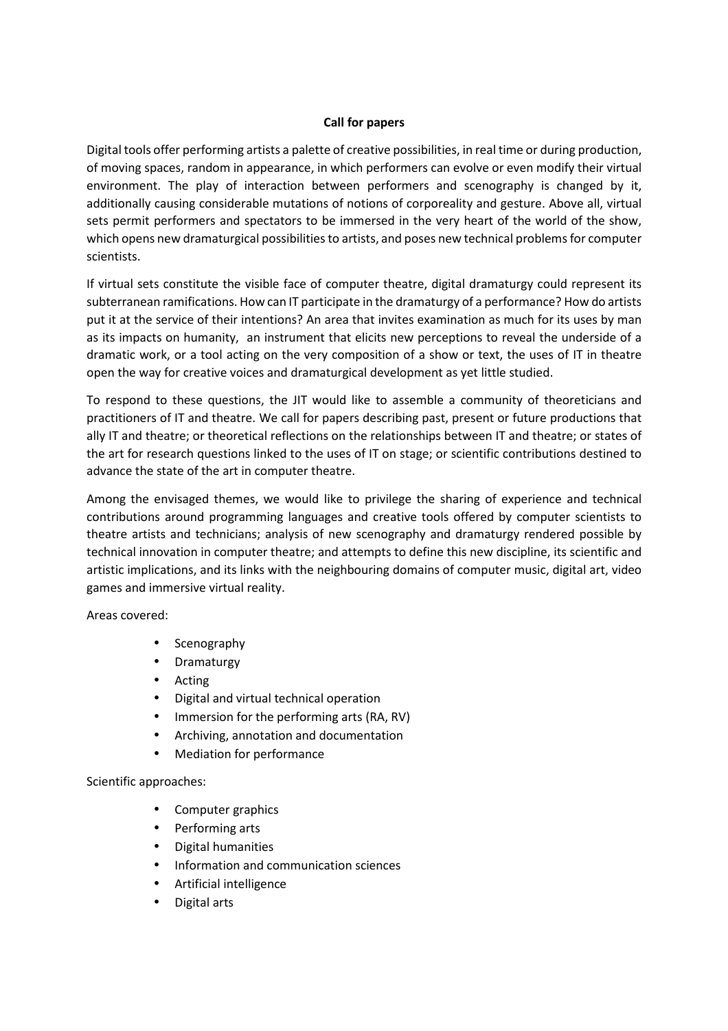**Call for papers**

Digital tools offer performing artists a palette of creative possibilities, in real time or during production, of moving spaces, random in appearance, in which performers can evolve or even modify their virtual environment. The play of interaction between performers and scenography is changed by it, additionally causing considerable mutations of notions of corporeality and gesture. Above all, virtual sets permit performers and spectators to be immersed in the very heart of the world of the show, which opens new dramaturgical possibilities to artists, and poses new technical problems for computer scientists.

If virtual sets constitute the visible face of computer theatre, digital dramaturgy could represent its subterranean ramifications. How can IT participate in the dramaturgy of a performance? How do artists put it at the service of their intentions? An area that invites examination as much for its uses by man as its impacts on humanity, an instrument that elicits new perceptions to reveal the underside of a dramatic work, or a tool acting on the very composition of a show or text, the uses of IT in theatre open the way for creative voices and dramaturgical development as yet little studied.

To respond to these questions, the JIT would like to assemble a community of theoreticians and practitioners of IT and theatre. We call for papers describing past, present or future productions that ally IT and theatre; or theoretical reflections on the relationships between IT and theatre; or states of the art for research questions linked to the uses of IT on stage; or scientific contributions destined to advance the state of the art in computer theatre.

Among the envisaged themes, we would like to privilege the sharing of experience and technical contributions around programming languages and creative tools offered by computer scientists to theatre artists and technicians; analysis of new scenography and dramaturgy rendered possible by technical innovation in computer theatre; and attempts to define this new discipline, its scientific and artistic implications, and its links with the neighbouring domains of computer music, digital art, video games and immersive virtual reality.

Areas covered:

- Scenography
- Dramaturgy
- Acting
- Digital and virtual technical operation
- Immersion for the performing arts (RA, RV)
- Archiving, annotation and documentation
- Mediation for performance

Scientific approaches:

- Computer graphics
- Performing arts
- Digital humanities
- Information and communication sciences
- Artificial intelligence
- Digital arts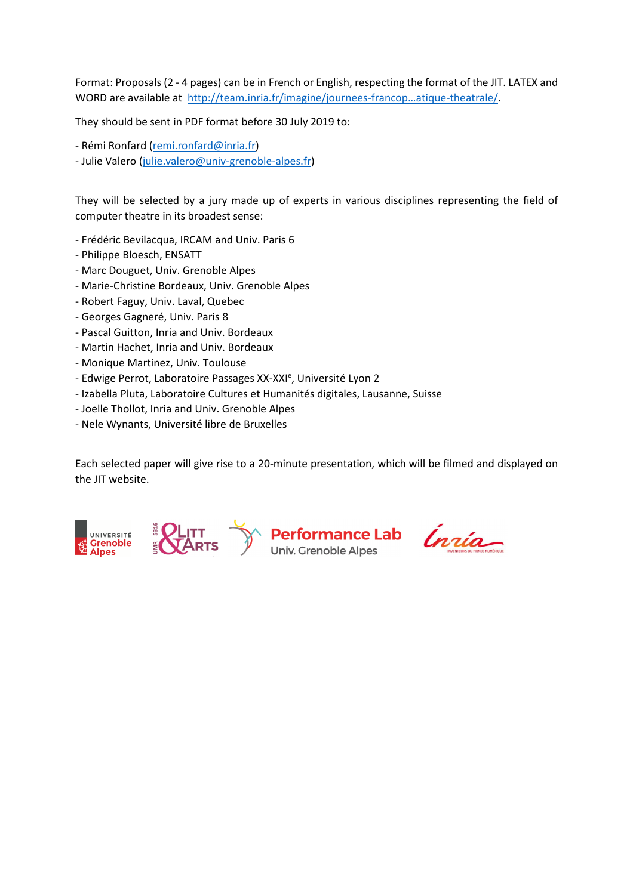Format: Proposals (2 - 4 pages) can be in French or English, respecting the format of the JIT. LATEX and WORD are available at http://team.inria.fr/imagine/journees-francop...atique-theatrale/.

They should be sent in PDF format before 30 July 2019 to:

- Rémi Ronfard (remi.ronfard@inria.fr)
- Julie Valero (julie.valero@univ-grenoble-alpes.fr)

They will be selected by a jury made up of experts in various disciplines representing the field of computer theatre in its broadest sense:

- Frédéric Bevilacqua, IRCAM and Univ. Paris 6
- Philippe Bloesch, ENSATT
- Marc Douguet, Univ. Grenoble Alpes
- Marie-Christine Bordeaux, Univ. Grenoble Alpes
- Robert Faguy, Univ. Laval, Quebec
- Georges Gagneré, Univ. Paris 8
- Pascal Guitton, Inria and Univ. Bordeaux
- Martin Hachet, Inria and Univ. Bordeaux
- Monique Martinez, Univ. Toulouse
- Edwige Perrot, Laboratoire Passages XX-XXI[e], Université Lyon 2
- Izabella Pluta, Laboratoire Cultures et Humanités digitales, Lausanne, Suisse
- Joelle Thollot, Inria and Univ. Grenoble Alpes
- Nele Wynants, Université libre de Bruxelles

Each selected paper will give rise to a 20-minute presentation, which will be filmed and displayed on the JIT website.

Université Grenoble Alpes   UMR 5316 Litt&Arts   Performance Lab Univ. Grenoble Alpes   Inria Inventeurs du monde numérique